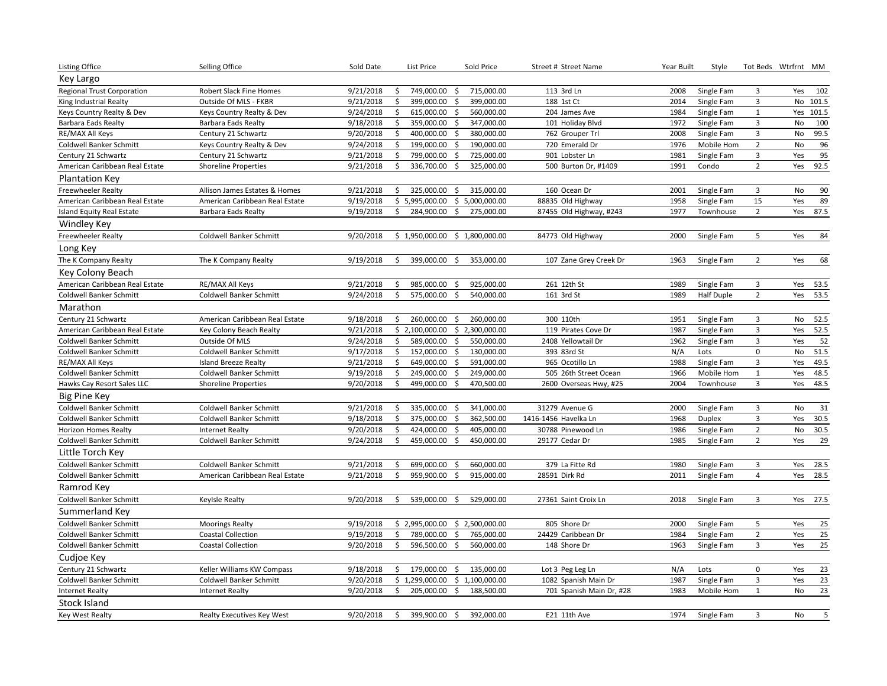| Listing Office | Selling Office | Sold Date | List Price | Sold Price | Street # Street Name | Year Built | Style | Tot Beds | Wtrfrnt | MM |
|---|---|---|---|---|---|---|---|---|---|---|
| **Key Largo** | | | | | | | | | | |
| Regional Trust Corporation | Robert Slack Fine Homes | 9/21/2018 | $ 749,000.00 | $ 715,000.00 | 113 3rd Ln | 2008 | Single Fam | 3 | Yes | 102 |
| King Industrial Realty | Outside Of MLS - FKBR | 9/21/2018 | $ 399,000.00 | $ 399,000.00 | 188 1st Ct | 2014 | Single Fam | 3 | No | 101.5 |
| Keys Country Realty & Dev | Keys Country Realty & Dev | 9/24/2018 | $ 615,000.00 | $ 560,000.00 | 204 James Ave | 1984 | Single Fam | 1 | Yes | 101.5 |
| Barbara Eads Realty | Barbara Eads Realty | 9/18/2018 | $ 359,000.00 | $ 347,000.00 | 101 Holiday Blvd | 1972 | Single Fam | 3 | No | 100 |
| RE/MAX All Keys | Century 21 Schwartz | 9/20/2018 | $ 400,000.00 | $ 380,000.00 | 762 Grouper Trl | 2008 | Single Fam | 3 | No | 99.5 |
| Coldwell Banker Schmitt | Keys Country Realty & Dev | 9/24/2018 | $ 199,000.00 | $ 190,000.00 | 720 Emerald Dr | 1976 | Mobile Hom | 2 | No | 96 |
| Century 21 Schwartz | Century 21 Schwartz | 9/21/2018 | $ 799,000.00 | $ 725,000.00 | 901 Lobster Ln | 1981 | Single Fam | 3 | Yes | 95 |
| American Caribbean Real Estate | Shoreline Properties | 9/21/2018 | $ 336,700.00 | $ 325,000.00 | 500 Burton Dr, #1409 | 1991 | Condo | 2 | Yes | 92.5 |
| **Plantation Key** | | | | | | | | | | |
| Freewheeler Realty | Allison James Estates & Homes | 9/21/2018 | $ 325,000.00 | $ 315,000.00 | 160 Ocean Dr | 2001 | Single Fam | 3 | No | 90 |
| American Caribbean Real Estate | American Caribbean Real Estate | 9/19/2018 | $ 5,995,000.00 | $ 5,000,000.00 | 88835 Old Highway | 1958 | Single Fam | 15 | Yes | 89 |
| Island Equity Real Estate | Barbara Eads Realty | 9/19/2018 | $ 284,900.00 | $ 275,000.00 | 87455 Old Highway, #243 | 1977 | Townhouse | 2 | Yes | 87.5 |
| **Windley Key** | | | | | | | | | | |
| Freewheeler Realty | Coldwell Banker Schmitt | 9/20/2018 | $ 1,950,000.00 | $ 1,800,000.00 | 84773 Old Highway | 2000 | Single Fam | 5 | Yes | 84 |
| **Long Key** | | | | | | | | | | |
| The K Company Realty | The K Company Realty | 9/19/2018 | $ 399,000.00 | $ 353,000.00 | 107 Zane Grey Creek Dr | 1963 | Single Fam | 2 | Yes | 68 |
| **Key Colony Beach** | | | | | | | | | | |
| American Caribbean Real Estate | RE/MAX All Keys | 9/21/2018 | $ 985,000.00 | $ 925,000.00 | 261 12th St | 1989 | Single Fam | 3 | Yes | 53.5 |
| Coldwell Banker Schmitt | Coldwell Banker Schmitt | 9/24/2018 | $ 575,000.00 | $ 540,000.00 | 161 3rd St | 1989 | Half Duple | 2 | Yes | 53.5 |
| **Marathon** | | | | | | | | | | |
| Century 21 Schwartz | American Caribbean Real Estate | 9/18/2018 | $ 260,000.00 | $ 260,000.00 | 300 110th | 1951 | Single Fam | 3 | No | 52.5 |
| American Caribbean Real Estate | Key Colony Beach Realty | 9/21/2018 | $ 2,100,000.00 | $ 2,300,000.00 | 119 Pirates Cove Dr | 1987 | Single Fam | 3 | Yes | 52.5 |
| Coldwell Banker Schmitt | Outside Of MLS | 9/24/2018 | $ 589,000.00 | $ 550,000.00 | 2408 Yellowtail Dr | 1962 | Single Fam | 3 | Yes | 52 |
| Coldwell Banker Schmitt | Coldwell Banker Schmitt | 9/17/2018 | $ 152,000.00 | $ 130,000.00 | 393 83rd St | N/A | Lots | 0 | No | 51.5 |
| RE/MAX All Keys | Island Breeze Realty | 9/21/2018 | $ 649,000.00 | $ 591,000.00 | 965 Ocotillo Ln | 1988 | Single Fam | 3 | Yes | 49.5 |
| Coldwell Banker Schmitt | Coldwell Banker Schmitt | 9/19/2018 | $ 249,000.00 | $ 249,000.00 | 505 26th Street Ocean | 1966 | Mobile Hom | 1 | Yes | 48.5 |
| Hawks Cay Resort Sales LLC | Shoreline Properties | 9/20/2018 | $ 499,000.00 | $ 470,500.00 | 2600 Overseas Hwy, #25 | 2004 | Townhouse | 3 | Yes | 48.5 |
| **Big Pine Key** | | | | | | | | | | |
| Coldwell Banker Schmitt | Coldwell Banker Schmitt | 9/21/2018 | $ 335,000.00 | $ 341,000.00 | 31279 Avenue G | 2000 | Single Fam | 3 | No | 31 |
| Coldwell Banker Schmitt | Coldwell Banker Schmitt | 9/18/2018 | $ 375,000.00 | $ 362,500.00 | 1416-1456 Havelka Ln | 1968 | Duplex | 3 | Yes | 30.5 |
| Horizon Homes Realty | Internet Realty | 9/20/2018 | $ 424,000.00 | $ 405,000.00 | 30788 Pinewood Ln | 1986 | Single Fam | 2 | No | 30.5 |
| Coldwell Banker Schmitt | Coldwell Banker Schmitt | 9/24/2018 | $ 459,000.00 | $ 450,000.00 | 29177 Cedar Dr | 1985 | Single Fam | 2 | Yes | 29 |
| **Little Torch Key** | | | | | | | | | | |
| Coldwell Banker Schmitt | Coldwell Banker Schmitt | 9/21/2018 | $ 699,000.00 | $ 660,000.00 | 379 La Fitte Rd | 1980 | Single Fam | 3 | Yes | 28.5 |
| Coldwell Banker Schmitt | American Caribbean Real Estate | 9/21/2018 | $ 959,900.00 | $ 915,000.00 | 28591 Dirk Rd | 2011 | Single Fam | 4 | Yes | 28.5 |
| **Ramrod Key** | | | | | | | | | | |
| Coldwell Banker Schmitt | KeyIsle Realty | 9/20/2018 | $ 539,000.00 | $ 529,000.00 | 27361 Saint Croix Ln | 2018 | Single Fam | 3 | Yes | 27.5 |
| **Summerland Key** | | | | | | | | | | |
| Coldwell Banker Schmitt | Moorings Realty | 9/19/2018 | $ 2,995,000.00 | $ 2,500,000.00 | 805 Shore Dr | 2000 | Single Fam | 5 | Yes | 25 |
| Coldwell Banker Schmitt | Coastal Collection | 9/19/2018 | $ 789,000.00 | $ 765,000.00 | 24429 Caribbean Dr | 1984 | Single Fam | 2 | Yes | 25 |
| Coldwell Banker Schmitt | Coastal Collection | 9/20/2018 | $ 596,500.00 | $ 560,000.00 | 148 Shore Dr | 1963 | Single Fam | 3 | Yes | 25 |
| **Cudjoe Key** | | | | | | | | | | |
| Century 21 Schwartz | Keller Williams KW Compass | 9/18/2018 | $ 179,000.00 | $ 135,000.00 | Lot 3 Peg Leg Ln | N/A | Lots | 0 | Yes | 23 |
| Coldwell Banker Schmitt | Coldwell Banker Schmitt | 9/20/2018 | $ 1,299,000.00 | $ 1,100,000.00 | 1082 Spanish Main Dr | 1987 | Single Fam | 3 | Yes | 23 |
| Internet Realty | Internet Realty | 9/20/2018 | $ 205,000.00 | $ 188,500.00 | 701 Spanish Main Dr, #28 | 1983 | Mobile Hom | 1 | No | 23 |
| **Stock Island** | | | | | | | | | | |
| Key West Realty | Realty Executives Key West | 9/20/2018 | $ 399,900.00 | $ 392,000.00 | E21 11th Ave | 1974 | Single Fam | 3 | No | 5 |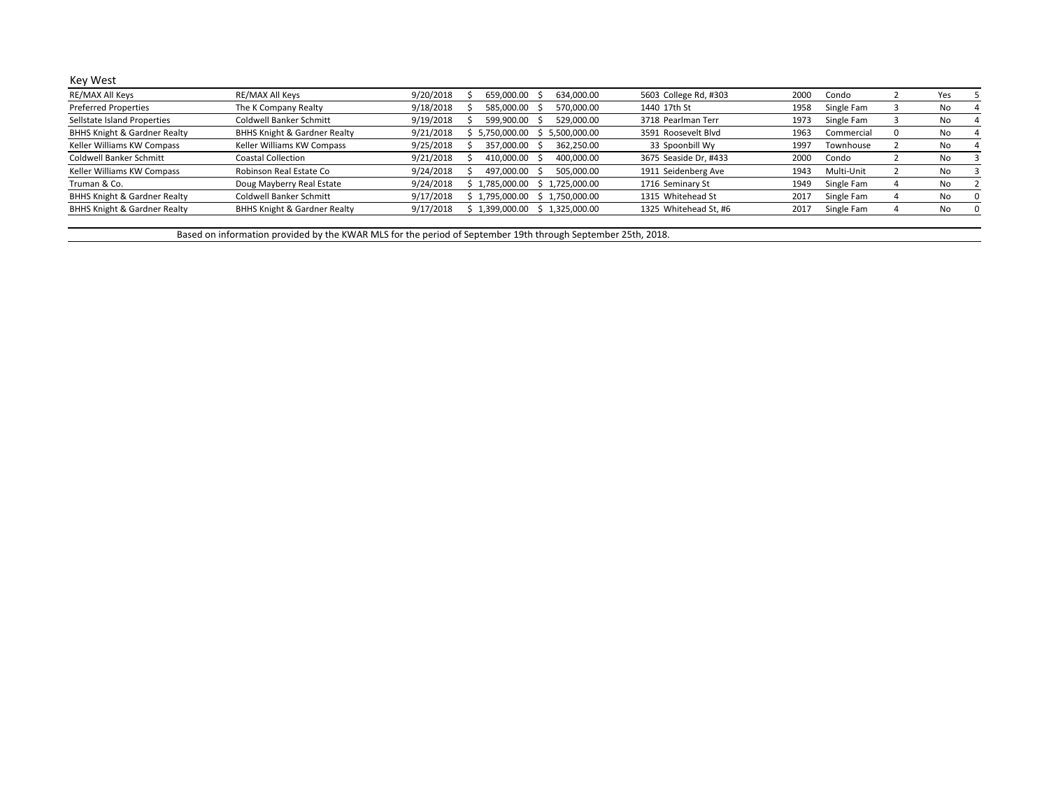Key West

| | | | | | | | | | | |
|---|---|---|---|---|---|---|---|---|---|---|
| RE/MAX All Keys | RE/MAX All Keys | 9/20/2018 | $ 659,000.00 | $ 634,000.00 | 5603 College Rd, #303 | 2000 | Condo | 2 | Yes | 5 |
| Preferred Properties | The K Company Realty | 9/18/2018 | $ 585,000.00 | $ 570,000.00 | 1440 17th St | 1958 | Single Fam | 3 | No | 4 |
| Sellstate Island Properties | Coldwell Banker Schmitt | 9/19/2018 | $ 599,900.00 | $ 529,000.00 | 3718 Pearlman Terr | 1973 | Single Fam | 3 | No | 4 |
| BHHS Knight & Gardner Realty | BHHS Knight & Gardner Realty | 9/21/2018 | $ 5,750,000.00 | $ 5,500,000.00 | 3591 Roosevelt Blvd | 1963 | Commercial | 0 | No | 4 |
| Keller Williams KW Compass | Keller Williams KW Compass | 9/25/2018 | $ 357,000.00 | $ 362,250.00 | 33 Spoonbill Wy | 1997 | Townhouse | 2 | No | 4 |
| Coldwell Banker Schmitt | Coastal Collection | 9/21/2018 | $ 410,000.00 | $ 400,000.00 | 3675 Seaside Dr, #433 | 2000 | Condo | 2 | No | 3 |
| Keller Williams KW Compass | Robinson Real Estate Co | 9/24/2018 | $ 497,000.00 | $ 505,000.00 | 1911 Seidenberg Ave | 1943 | Multi-Unit | 2 | No | 3 |
| Truman & Co. | Doug Mayberry Real Estate | 9/24/2018 | $ 1,785,000.00 | $ 1,725,000.00 | 1716 Seminary St | 1949 | Single Fam | 4 | No | 2 |
| BHHS Knight & Gardner Realty | Coldwell Banker Schmitt | 9/17/2018 | $ 1,795,000.00 | $ 1,750,000.00 | 1315 Whitehead St | 2017 | Single Fam | 4 | No | 0 |
| BHHS Knight & Gardner Realty | BHHS Knight & Gardner Realty | 9/17/2018 | $ 1,399,000.00 | $ 1,325,000.00 | 1325 Whitehead St, #6 | 2017 | Single Fam | 4 | No | 0 |

Based on information provided by the KWAR MLS for the period of September 19th through September 25th, 2018.